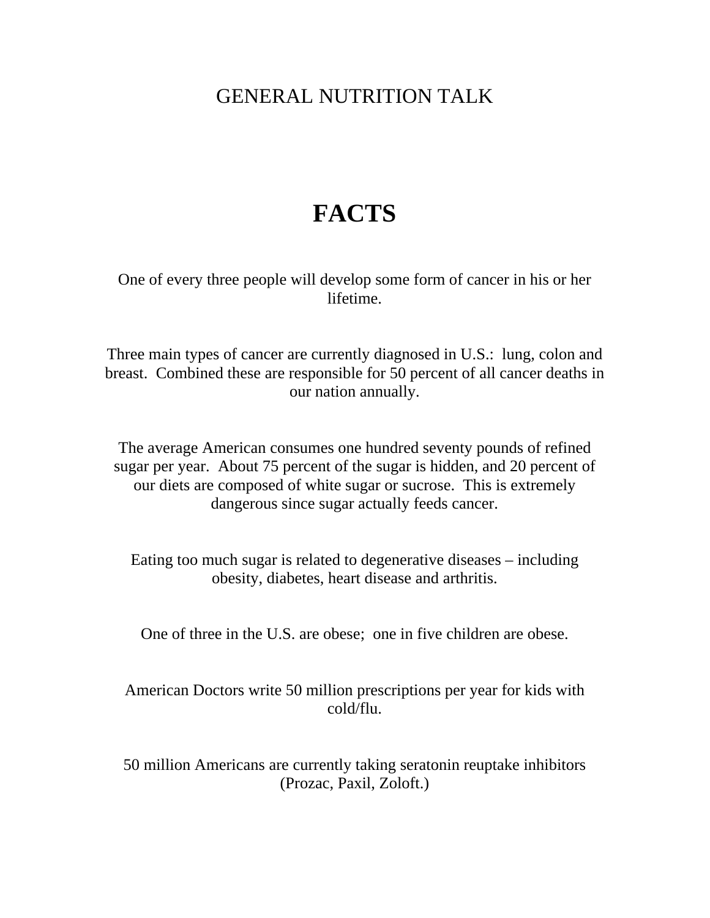# GENERAL NUTRITION TALK

## FACTS

One of every three people will develop some form of cancer in his or her lifetime.

Three main types of cancer are currently diagnosed in U.S.: lung, colon and breast. Combined these are responsible for 50 percent of all cancer deaths in our nation annually.

The average American consumes one hundred seventy pounds of refined sugar per year. About 75 percent of the sugar is hidden, and 20 percent of our diets are composed of white sugar or sucrose. This is extremely dangerous since sugar actually feeds cancer.

Eating too much sugar is related to degenerative diseases – including obesity, diabetes, heart disease and arthritis.

One of three in the U.S. are obese; one in five children are obese.

American Doctors write 50 million prescriptions per year for kids with cold/flu.

50 million Americans are currently taking seratonin reuptake inhibitors (Prozac, Paxil, Zoloft.)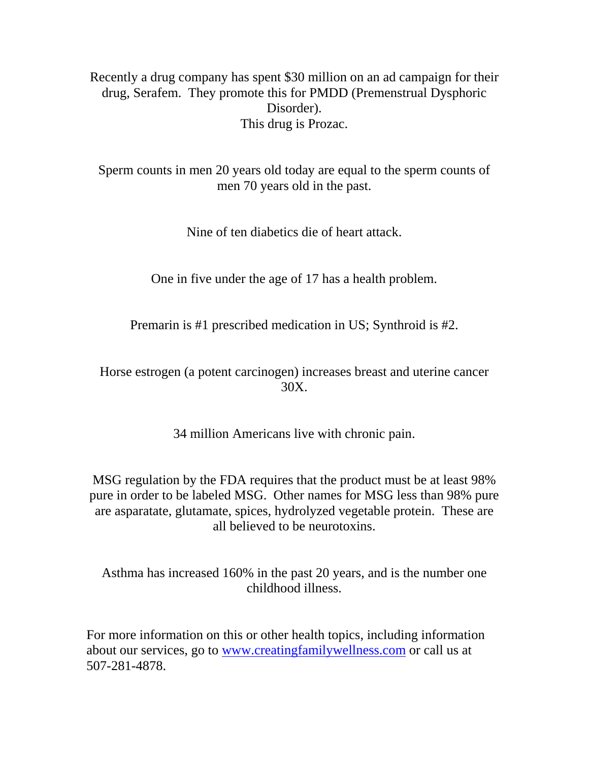Recently a drug company has spent $30 million on an ad campaign for their drug, Serafem. They promote this for PMDD (Premenstrual Dysphoric Disorder).
This drug is Prozac.

Sperm counts in men 20 years old today are equal to the sperm counts of men 70 years old in the past.

Nine of ten diabetics die of heart attack.

One in five under the age of 17 has a health problem.

Premarin is #1 prescribed medication in US; Synthroid is #2.

Horse estrogen (a potent carcinogen) increases breast and uterine cancer 30X.

34 million Americans live with chronic pain.

MSG regulation by the FDA requires that the product must be at least 98% pure in order to be labeled MSG. Other names for MSG less than 98% pure are asparatate, glutamate, spices, hydrolyzed vegetable protein. These are all believed to be neurotoxins.

Asthma has increased 160% in the past 20 years, and is the number one childhood illness.

For more information on this or other health topics, including information about our services, go to [www.creatingfamilywellness.com](http://www.creatingfamilywellness.com) or call us at 507-281-4878.